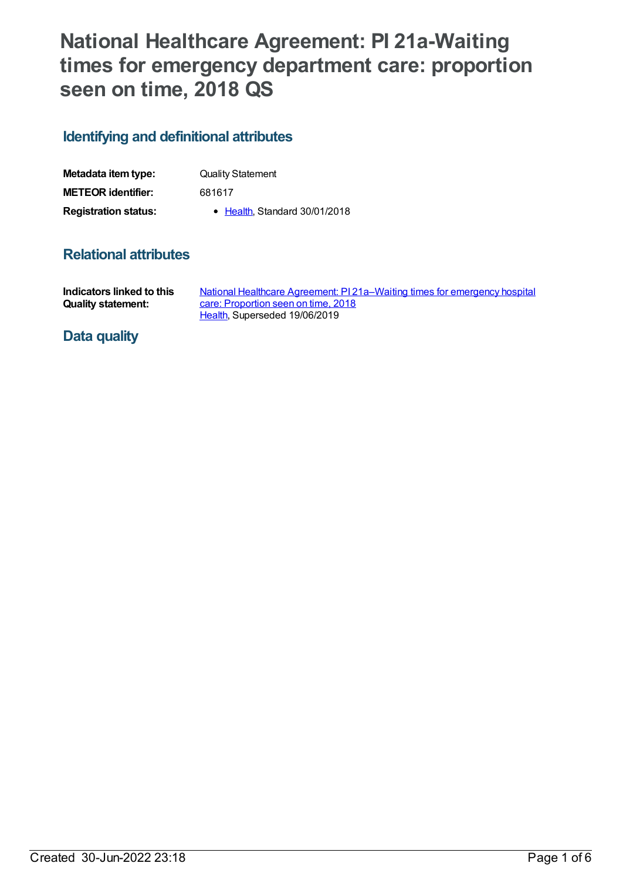# National Healthcare Agreement: PI 21a-Waiting times for emergency department care: proportion seen on time, 2018 QS

## Identifying and definitional attributes

| | |
|---|---|
| **Metadata item type:** | Quality Statement |
| **METEOR identifier:** | 681617 |
| **Registration status:** | • Health, Standard 30/01/2018 |

## Relational attributes

| | |
|---|---|
| **Indicators linked to this Quality statement:** | National Healthcare Agreement: PI 21a–Waiting times for emergency hospital care: Proportion seen on time, 2018<br>Health, Superseded 19/06/2019 |

## Data quality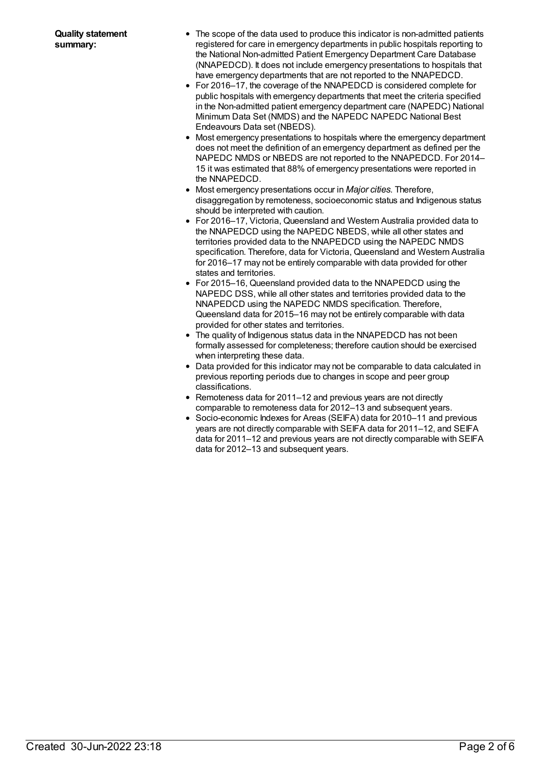**Quality statement summary:**

- The scope of the data used to produce this indicator is non-admitted patients registered for care in emergency departments in public hospitals reporting to the National Non-admitted Patient Emergency Department Care Database (NNAPEDCD). It does not include emergency presentations to hospitals that have emergency departments that are not reported to the NNAPEDCD.
- For 2016–17, the coverage of the NNAPEDCD is considered complete for public hospitals with emergency departments that meet the criteria specified in the Non-admitted patient emergency department care (NAPEDC) National Minimum Data Set (NMDS) and the NAPEDC NAPEDC National Best Endeavours Data set (NBEDS).
- Most emergency presentations to hospitals where the emergency department does not meet the definition of an emergency department as defined per the NAPEDC NMDS or NBEDS are not reported to the NNAPEDCD. For 2014–15 it was estimated that 88% of emergency presentations were reported in the NNAPEDCD.
- Most emergency presentations occur in *Major cities*. Therefore, disaggregation by remoteness, socioeconomic status and Indigenous status should be interpreted with caution.
- For 2016–17, Victoria, Queensland and Western Australia provided data to the NNAPEDCD using the NAPEDC NBEDS, while all other states and territories provided data to the NNAPEDCD using the NAPEDC NMDS specification. Therefore, data for Victoria, Queensland and Western Australia for 2016–17 may not be entirely comparable with data provided for other states and territories.
- For 2015–16, Queensland provided data to the NNAPEDCD using the NAPEDC DSS, while all other states and territories provided data to the NNAPEDCD using the NAPEDC NMDS specification. Therefore, Queensland data for 2015–16 may not be entirely comparable with data provided for other states and territories.
- The quality of Indigenous status data in the NNAPEDCD has not been formally assessed for completeness; therefore caution should be exercised when interpreting these data.
- Data provided for this indicator may not be comparable to data calculated in previous reporting periods due to changes in scope and peer group classifications.
- Remoteness data for 2011–12 and previous years are not directly comparable to remoteness data for 2012–13 and subsequent years.
- Socio-economic Indexes for Areas (SEIFA) data for 2010–11 and previous years are not directly comparable with SEIFA data for 2011–12, and SEIFA data for 2011–12 and previous years are not directly comparable with SEIFA data for 2012–13 and subsequent years.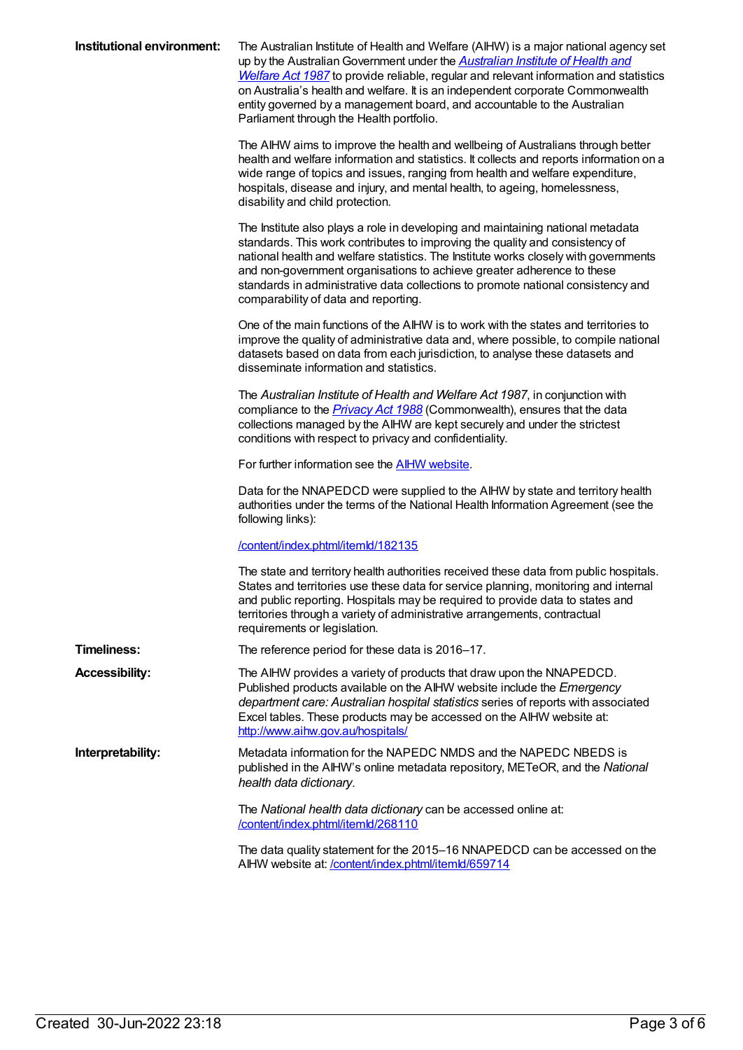**Institutional environment:**

The Australian Institute of Health and Welfare (AIHW) is a major national agency set up by the Australian Government under the *[Australian Institute of Health and Welfare Act 1987](https://www.legislation.gov.au/Details/C2018C00145)* to provide reliable, regular and relevant information and statistics on Australia's health and welfare. It is an independent corporate Commonwealth entity governed by a management board, and accountable to the Australian Parliament through the Health portfolio.

The AIHW aims to improve the health and wellbeing of Australians through better health and welfare information and statistics. It collects and reports information on a wide range of topics and issues, ranging from health and welfare expenditure, hospitals, disease and injury, and mental health, to ageing, homelessness, disability and child protection.

The Institute also plays a role in developing and maintaining national metadata standards. This work contributes to improving the quality and consistency of national health and welfare statistics. The Institute works closely with governments and non-government organisations to achieve greater adherence to these standards in administrative data collections to promote national consistency and comparability of data and reporting.

One of the main functions of the AIHW is to work with the states and territories to improve the quality of administrative data and, where possible, to compile national datasets based on data from each jurisdiction, to analyse these datasets and disseminate information and statistics.

The *Australian Institute of Health and Welfare Act 1987*, in conjunction with compliance to the *Privacy Act 1988* (Commonwealth), ensures that the data collections managed by the AIHW are kept securely and under the strictest conditions with respect to privacy and confidentiality.

For further information see the AIHW website.

Data for the NNAPEDCD were supplied to the AIHW by state and territory health authorities under the terms of the National Health Information Agreement (see the following links):

/content/index.phtml/itemId/182135

The state and territory health authorities received these data from public hospitals. States and territories use these data for service planning, monitoring and internal and public reporting. Hospitals may be required to provide data to states and territories through a variety of administrative arrangements, contractual requirements or legislation.

**Timeliness:**

The reference period for these data is 2016–17.

**Accessibility:**

The AIHW provides a variety of products that draw upon the NNAPEDCD. Published products available on the AIHW website include the *Emergency department care: Australian hospital statistics* series of reports with associated Excel tables. These products may be accessed on the AIHW website at: http://www.aihw.gov.au/hospitals/

**Interpretability:**

Metadata information for the NAPEDC NMDS and the NAPEDC NBEDS is published in the AIHW's online metadata repository, METeOR, and the *National health data dictionary*.

The *National health data dictionary* can be accessed online at: /content/index.phtml/itemId/268110

The data quality statement for the 2015–16 NNAPEDCD can be accessed on the AIHW website at: /content/index.phtml/itemId/659714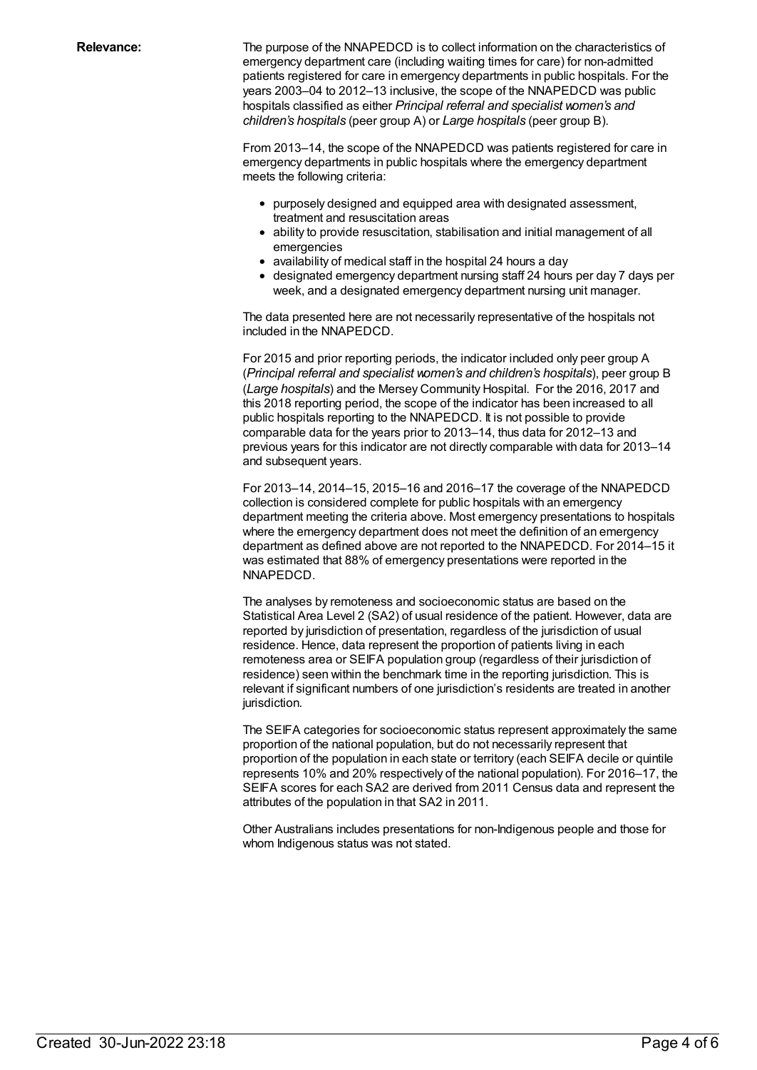**Relevance:**

The purpose of the NNAPEDCD is to collect information on the characteristics of emergency department care (including waiting times for care) for non-admitted patients registered for care in emergency departments in public hospitals. For the years 2003–04 to 2012–13 inclusive, the scope of the NNAPEDCD was public hospitals classified as either *Principal referral and specialist women's and children's hospitals* (peer group A) or *Large hospitals* (peer group B).

From 2013–14, the scope of the NNAPEDCD was patients registered for care in emergency departments in public hospitals where the emergency department meets the following criteria:

- purposely designed and equipped area with designated assessment, treatment and resuscitation areas
- ability to provide resuscitation, stabilisation and initial management of all emergencies
- availability of medical staff in the hospital 24 hours a day
- designated emergency department nursing staff 24 hours per day 7 days per week, and a designated emergency department nursing unit manager.

The data presented here are not necessarily representative of the hospitals not included in the NNAPEDCD.

For 2015 and prior reporting periods, the indicator included only peer group A (*Principal referral and specialist women's and children's hospitals*), peer group B (*Large hospitals*) and the Mersey Community Hospital. For the 2016, 2017 and this 2018 reporting period, the scope of the indicator has been increased to all public hospitals reporting to the NNAPEDCD. It is not possible to provide comparable data for the years prior to 2013–14, thus data for 2012–13 and previous years for this indicator are not directly comparable with data for 2013–14 and subsequent years.

For 2013–14, 2014–15, 2015–16 and 2016–17 the coverage of the NNAPEDCD collection is considered complete for public hospitals with an emergency department meeting the criteria above. Most emergency presentations to hospitals where the emergency department does not meet the definition of an emergency department as defined above are not reported to the NNAPEDCD. For 2014–15 it was estimated that 88% of emergency presentations were reported in the NNAPEDCD.

The analyses by remoteness and socioeconomic status are based on the Statistical Area Level 2 (SA2) of usual residence of the patient. However, data are reported by jurisdiction of presentation, regardless of the jurisdiction of usual residence. Hence, data represent the proportion of patients living in each remoteness area or SEIFA population group (regardless of their jurisdiction of residence) seen within the benchmark time in the reporting jurisdiction. This is relevant if significant numbers of one jurisdiction's residents are treated in another jurisdiction.

The SEIFA categories for socioeconomic status represent approximately the same proportion of the national population, but do not necessarily represent that proportion of the population in each state or territory (each SEIFA decile or quintile represents 10% and 20% respectively of the national population). For 2016–17, the SEIFA scores for each SA2 are derived from 2011 Census data and represent the attributes of the population in that SA2 in 2011.

Other Australians includes presentations for non-Indigenous people and those for whom Indigenous status was not stated.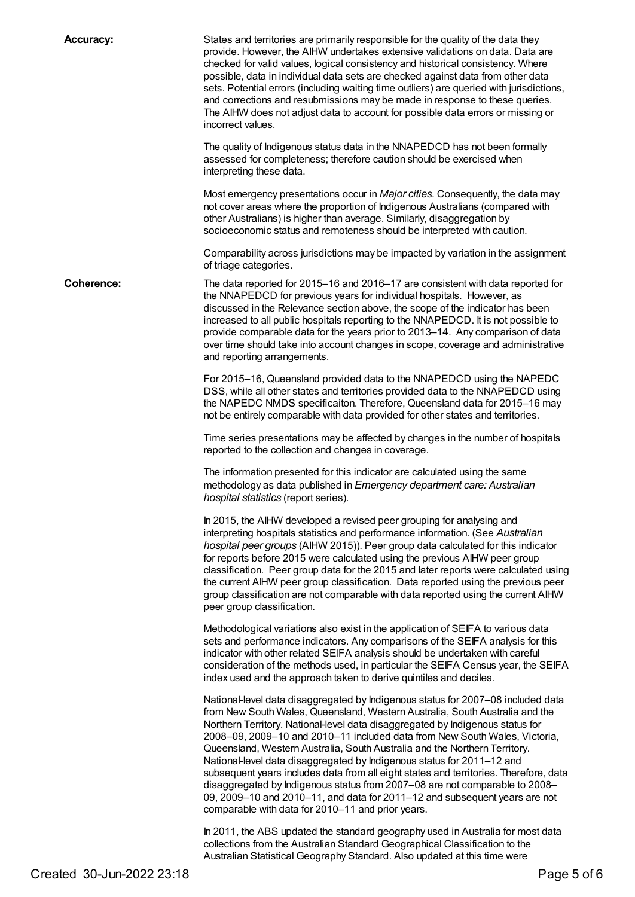**Accuracy:**

States and territories are primarily responsible for the quality of the data they provide. However, the AIHW undertakes extensive validations on data. Data are checked for valid values, logical consistency and historical consistency. Where possible, data in individual data sets are checked against data from other data sets. Potential errors (including waiting time outliers) are queried with jurisdictions, and corrections and resubmissions may be made in response to these queries. The AIHW does not adjust data to account for possible data errors or missing or incorrect values.

The quality of Indigenous status data in the NNAPEDCD has not been formally assessed for completeness; therefore caution should be exercised when interpreting these data.

Most emergency presentations occur in *Major cities*. Consequently, the data may not cover areas where the proportion of Indigenous Australians (compared with other Australians) is higher than average. Similarly, disaggregation by socioeconomic status and remoteness should be interpreted with caution.

Comparability across jurisdictions may be impacted by variation in the assignment of triage categories.

**Coherence:**

The data reported for 2015–16 and 2016–17 are consistent with data reported for the NNAPEDCD for previous years for individual hospitals. However, as discussed in the Relevance section above, the scope of the indicator has been increased to all public hospitals reporting to the NNAPEDCD. It is not possible to provide comparable data for the years prior to 2013–14. Any comparison of data over time should take into account changes in scope, coverage and administrative and reporting arrangements.

For 2015–16, Queensland provided data to the NNAPEDCD using the NAPEDC DSS, while all other states and territories provided data to the NNAPEDCD using the NAPEDC NMDS specificaiton. Therefore, Queensland data for 2015–16 may not be entirely comparable with data provided for other states and territories.

Time series presentations may be affected by changes in the number of hospitals reported to the collection and changes in coverage.

The information presented for this indicator are calculated using the same methodology as data published in *Emergency department care: Australian hospital statistics* (report series).

In 2015, the AIHW developed a revised peer grouping for analysing and interpreting hospitals statistics and performance information. (See *Australian hospital peer groups* (AIHW 2015)). Peer group data calculated for this indicator for reports before 2015 were calculated using the previous AIHW peer group classification. Peer group data for the 2015 and later reports were calculated using the current AIHW peer group classification. Data reported using the previous peer group classification are not comparable with data reported using the current AIHW peer group classification.

Methodological variations also exist in the application of SEIFA to various data sets and performance indicators. Any comparisons of the SEIFA analysis for this indicator with other related SEIFA analysis should be undertaken with careful consideration of the methods used, in particular the SEIFA Census year, the SEIFA index used and the approach taken to derive quintiles and deciles.

National-level data disaggregated by Indigenous status for 2007–08 included data from New South Wales, Queensland, Western Australia, South Australia and the Northern Territory. National-level data disaggregated by Indigenous status for 2008–09, 2009–10 and 2010–11 included data from New South Wales, Victoria, Queensland, Western Australia, South Australia and the Northern Territory. National-level data disaggregated by Indigenous status for 2011–12 and subsequent years includes data from all eight states and territories. Therefore, data disaggregated by Indigenous status from 2007–08 are not comparable to 2008–09, 2009–10 and 2010–11, and data for 2011–12 and subsequent years are not comparable with data for 2010–11 and prior years.

In 2011, the ABS updated the standard geography used in Australia for most data collections from the Australian Standard Geographical Classification to the Australian Statistical Geography Standard. Also updated at this time were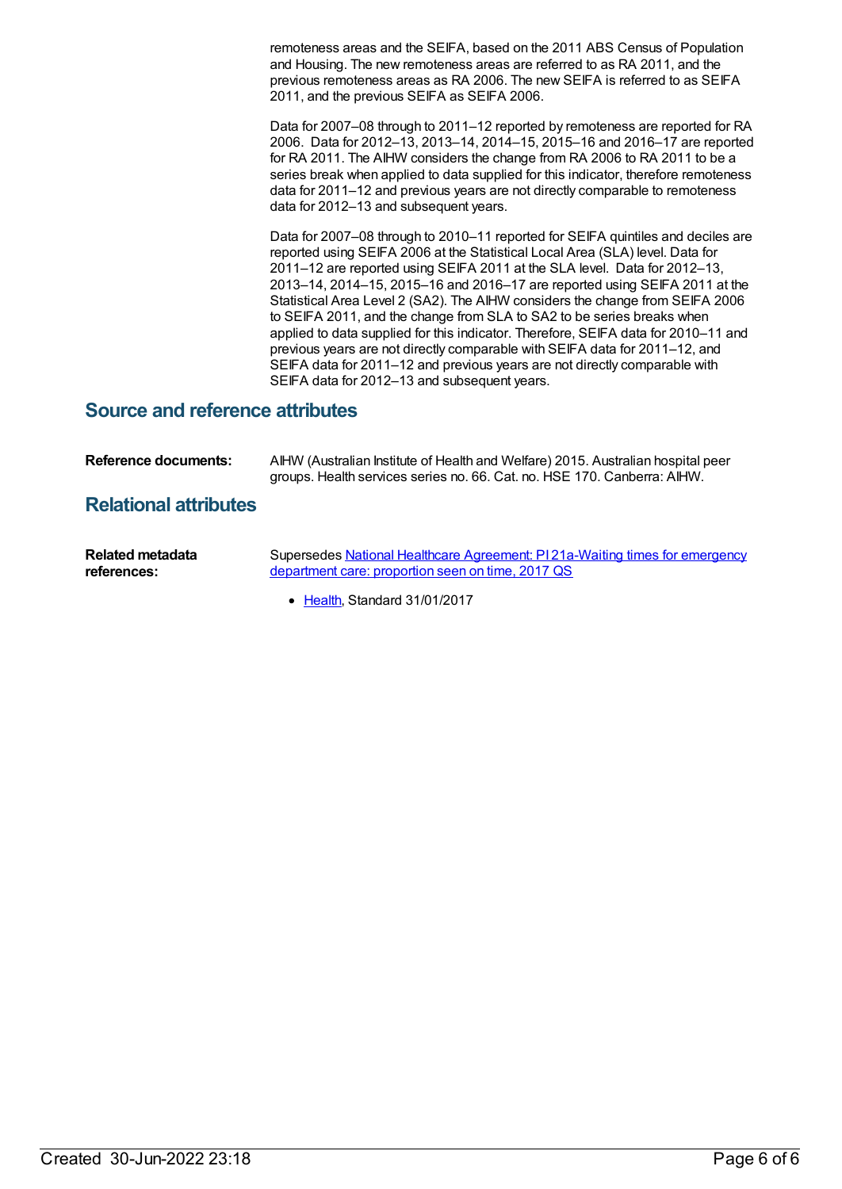remoteness areas and the SEIFA, based on the 2011 ABS Census of Population and Housing. The new remoteness areas are referred to as RA 2011, and the previous remoteness areas as RA 2006. The new SEIFA is referred to as SEIFA 2011, and the previous SEIFA as SEIFA 2006.

Data for 2007–08 through to 2011–12 reported by remoteness are reported for RA 2006. Data for 2012–13, 2013–14, 2014–15, 2015–16 and 2016–17 are reported for RA 2011. The AIHW considers the change from RA 2006 to RA 2011 to be a series break when applied to data supplied for this indicator, therefore remoteness data for 2011–12 and previous years are not directly comparable to remoteness data for 2012–13 and subsequent years.

Data for 2007–08 through to 2010–11 reported for SEIFA quintiles and deciles are reported using SEIFA 2006 at the Statistical Local Area (SLA) level. Data for 2011–12 are reported using SEIFA 2011 at the SLA level. Data for 2012–13, 2013–14, 2014–15, 2015–16 and 2016–17 are reported using SEIFA 2011 at the Statistical Area Level 2 (SA2). The AIHW considers the change from SEIFA 2006 to SEIFA 2011, and the change from SLA to SA2 to be series breaks when applied to data supplied for this indicator. Therefore, SEIFA data for 2010–11 and previous years are not directly comparable with SEIFA data for 2011–12, and SEIFA data for 2011–12 and previous years are not directly comparable with SEIFA data for 2012–13 and subsequent years.

## Source and reference attributes

**Reference documents:** AIHW (Australian Institute of Health and Welfare) 2015. Australian hospital peer groups. Health services series no. 66. Cat. no. HSE 170. Canberra: AIHW.

## Relational attributes

**Related metadata references:** Supersedes National Healthcare Agreement: PI 21a-Waiting times for emergency department care: proportion seen on time, 2017 QS

- Health, Standard 31/01/2017